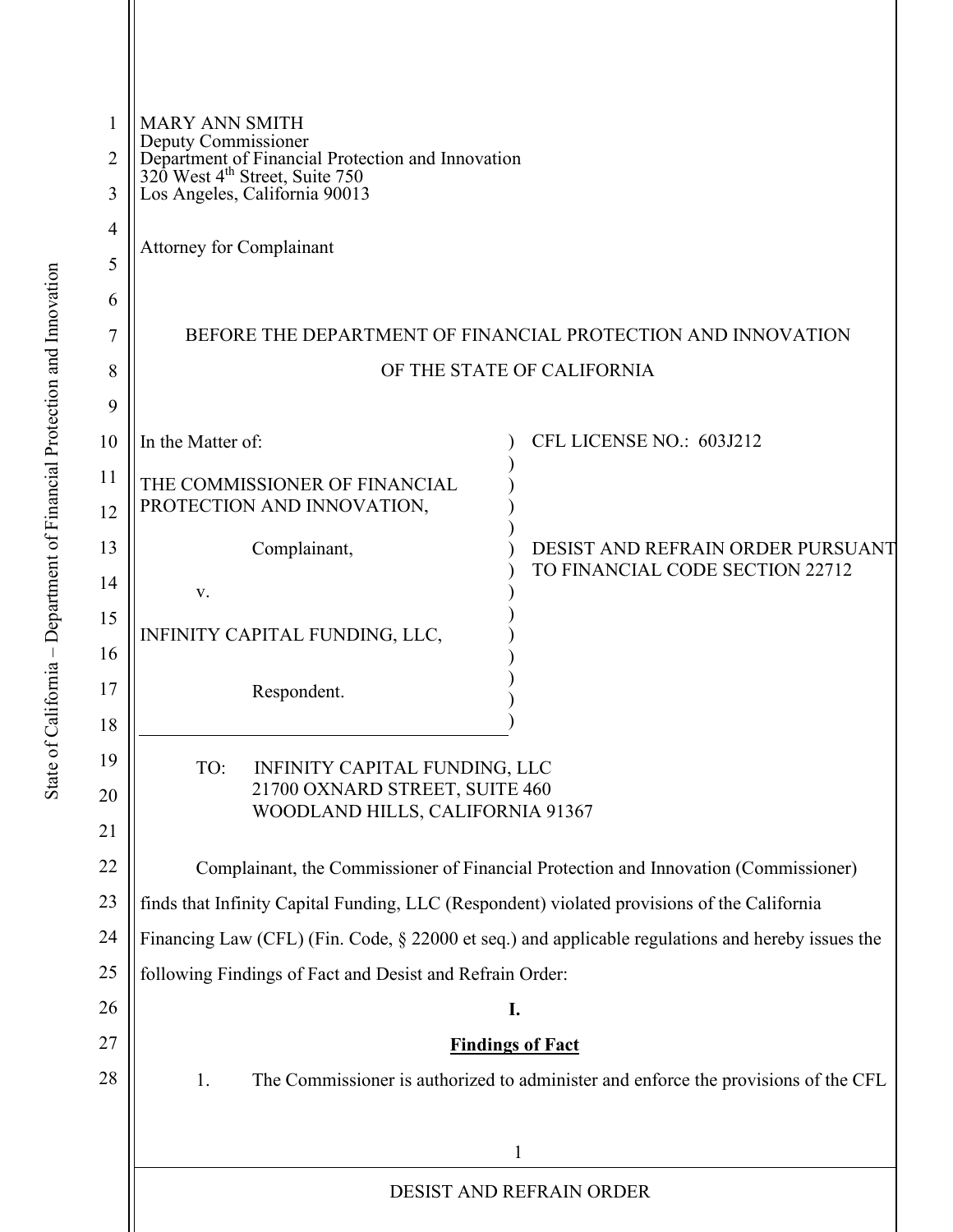MARY ANN SMITH
Deputy Commissioner
Department of Financial Protection and Innovation
320 West 4th Street, Suite 750
Los Angeles, California 90013

Attorney for Complainant

BEFORE THE DEPARTMENT OF FINANCIAL PROTECTION AND INNOVATION

OF THE STATE OF CALIFORNIA

| | |
|---|---|
| In the Matter of:<br><br>THE COMMISSIONER OF FINANCIAL PROTECTION AND INNOVATION,<br><br>Complainant,<br><br>v.<br><br>INFINITY CAPITAL FUNDING, LLC,<br><br>Respondent. | CFL LICENSE NO.: 603J212<br><br>DESIST AND REFRAIN ORDER PURSUANT TO FINANCIAL CODE SECTION 22712 |

TO: INFINITY CAPITAL FUNDING, LLC
21700 OXNARD STREET, SUITE 460
WOODLAND HILLS, CALIFORNIA 91367

Complainant, the Commissioner of Financial Protection and Innovation (Commissioner) finds that Infinity Capital Funding, LLC (Respondent) violated provisions of the California Financing Law (CFL) (Fin. Code, § 22000 et seq.) and applicable regulations and hereby issues the following Findings of Fact and Desist and Refrain Order:

**I.**

**Findings of Fact**

1. The Commissioner is authorized to administer and enforce the provisions of the CFL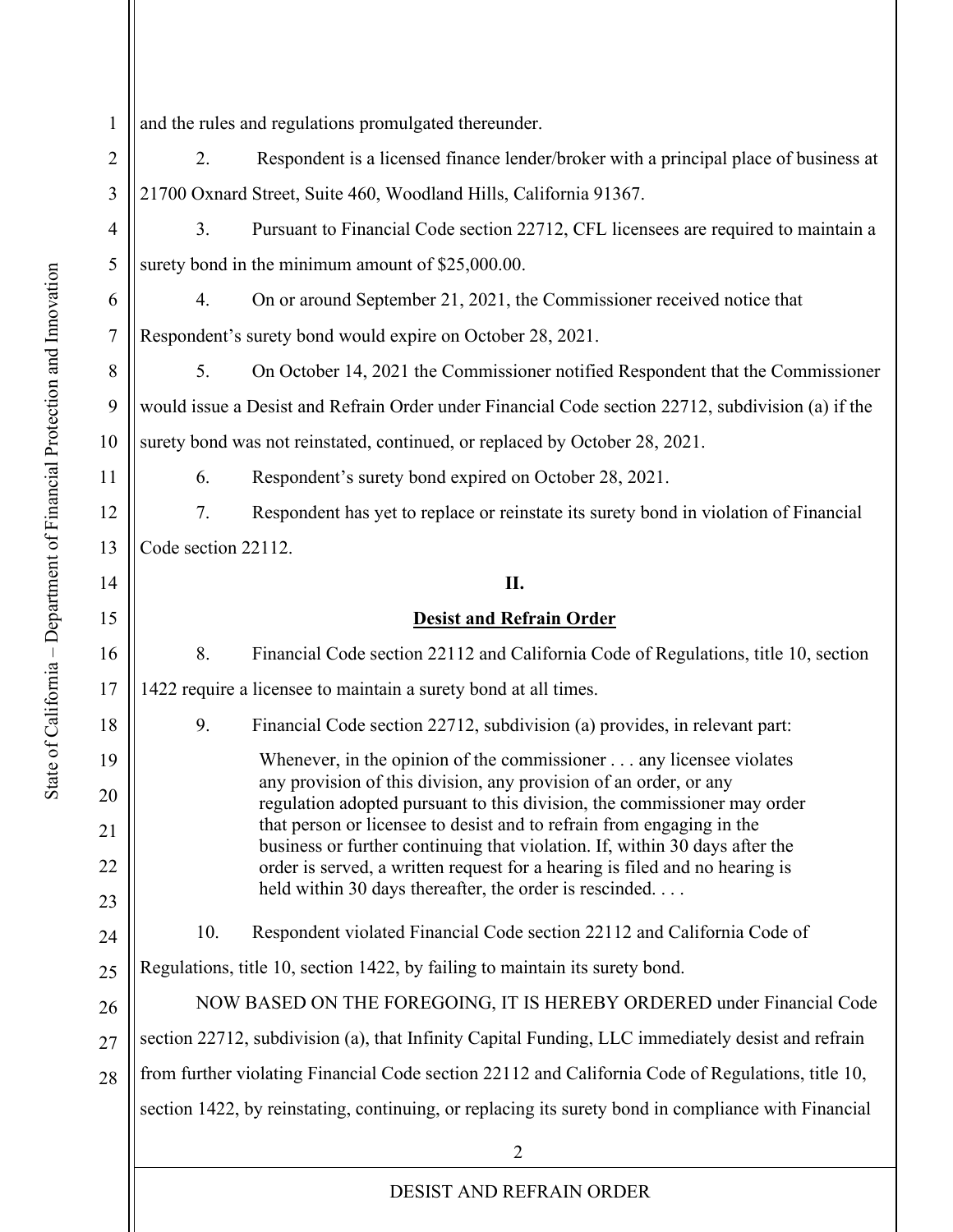and the rules and regulations promulgated thereunder.

2. Respondent is a licensed finance lender/broker with a principal place of business at 21700 Oxnard Street, Suite 460, Woodland Hills, California 91367.

3. Pursuant to Financial Code section 22712, CFL licensees are required to maintain a surety bond in the minimum amount of $25,000.00.

4. On or around September 21, 2021, the Commissioner received notice that Respondent's surety bond would expire on October 28, 2021.

5. On October 14, 2021 the Commissioner notified Respondent that the Commissioner would issue a Desist and Refrain Order under Financial Code section 22712, subdivision (a) if the surety bond was not reinstated, continued, or replaced by October 28, 2021.

6. Respondent's surety bond expired on October 28, 2021.

7. Respondent has yet to replace or reinstate its surety bond in violation of Financial Code section 22112.

## II.

## Desist and Refrain Order

8. Financial Code section 22112 and California Code of Regulations, title 10, section 1422 require a licensee to maintain a surety bond at all times.

9. Financial Code section 22712, subdivision (a) provides, in relevant part:

> Whenever, in the opinion of the commissioner . . . any licensee violates any provision of this division, any provision of an order, or any regulation adopted pursuant to this division, the commissioner may order that person or licensee to desist and to refrain from engaging in the business or further continuing that violation. If, within 30 days after the order is served, a written request for a hearing is filed and no hearing is held within 30 days thereafter, the order is rescinded. . . .

10. Respondent violated Financial Code section 22112 and California Code of Regulations, title 10, section 1422, by failing to maintain its surety bond.

NOW BASED ON THE FOREGOING, IT IS HEREBY ORDERED under Financial Code section 22712, subdivision (a), that Infinity Capital Funding, LLC immediately desist and refrain from further violating Financial Code section 22112 and California Code of Regulations, title 10, section 1422, by reinstating, continuing, or replacing its surety bond in compliance with Financial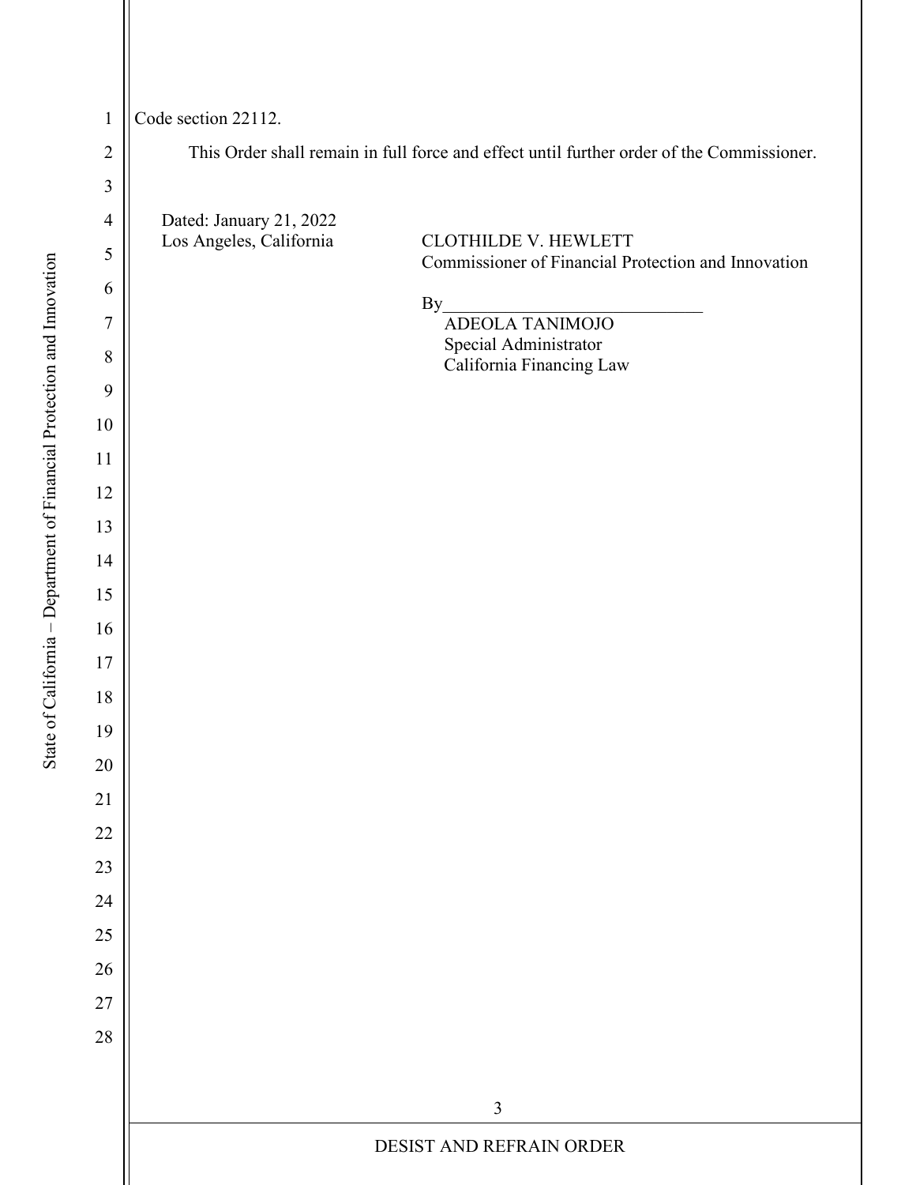Code section 22112.

This Order shall remain in full force and effect until further order of the Commissioner.

Dated: January 21, 2022
Los Angeles, California

CLOTHILDE V. HEWLETT
Commissioner of Financial Protection and Innovation

By____________________________
ADEOLA TANIMOJO
Special Administrator
California Financing Law